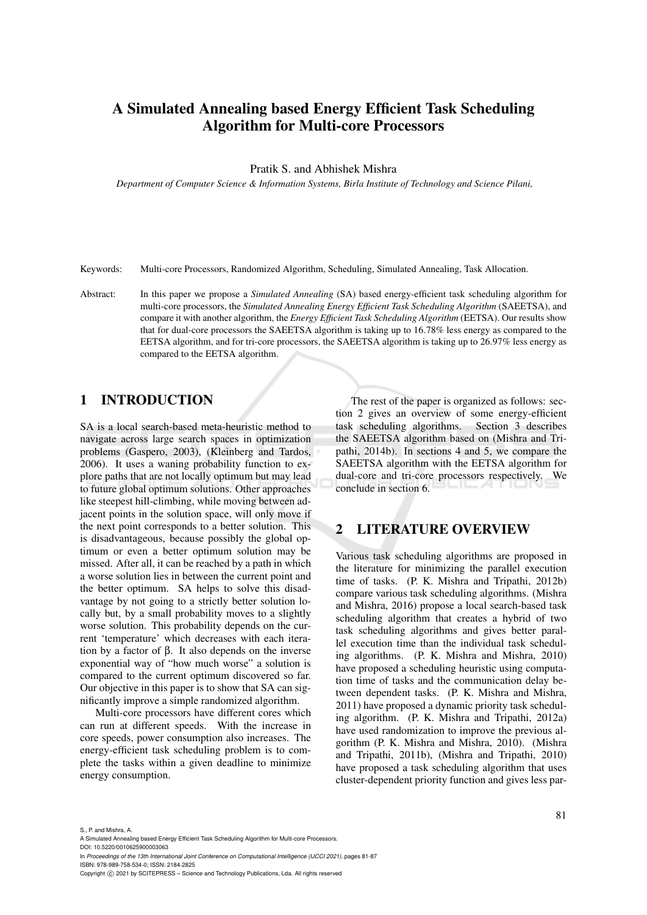# A Simulated Annealing based Energy Efficient Task Scheduling Algorithm for Multi-core Processors

Pratik S. and Abhishek Mishra

*Department of Computer Science & Information Systems, Birla Institute of Technology and Science Pilani,*

Keywords: Multi-core Processors, Randomized Algorithm, Scheduling, Simulated Annealing, Task Allocation.

Abstract: In this paper we propose a *Simulated Annealing* (SA) based energy-efficient task scheduling algorithm for multi-core processors, the *Simulated Annealing Energy Efficient Task Scheduling Algorithm* (SAEETSA), and compare it with another algorithm, the *Energy Efficient Task Scheduling Algorithm* (EETSA). Our results show that for dual-core processors the SAEETSA algorithm is taking up to 16.78% less energy as compared to the EETSA algorithm, and for tri-core processors, the SAEETSA algorithm is taking up to 26.97% less energy as compared to the EETSA algorithm.

## 1 INTRODUCTION

SA is a local search-based meta-heuristic method to navigate across large search spaces in optimization problems (Gaspero, 2003), (Kleinberg and Tardos, 2006). It uses a waning probability function to explore paths that are not locally optimum but may lead to future global optimum solutions. Other approaches like steepest hill-climbing, while moving between adjacent points in the solution space, will only move if the next point corresponds to a better solution. This is disadvantageous, because possibly the global optimum or even a better optimum solution may be missed. After all, it can be reached by a path in which a worse solution lies in between the current point and the better optimum. SA helps to solve this disadvantage by not going to a strictly better solution locally but, by a small probability moves to a slightly worse solution. This probability depends on the current 'temperature' which decreases with each iteration by a factor of $\beta$. It also depends on the inverse exponential way of "how much worse" a solution is compared to the current optimum discovered so far. Our objective in this paper is to show that SA can significantly improve a simple randomized algorithm.

Multi-core processors have different cores which can run at different speeds. With the increase in core speeds, power consumption also increases. The energy-efficient task scheduling problem is to complete the tasks within a given deadline to minimize energy consumption.

The rest of the paper is organized as follows: section 2 gives an overview of some energy-efficient task scheduling algorithms. Section 3 describes the SAEETSA algorithm based on (Mishra and Tripathi, 2014b). In sections 4 and 5, we compare the SAEETSA algorithm with the EETSA algorithm for dual-core and tri-core processors respectively. We conclude in section 6.

## 2 LITERATURE OVERVIEW

Various task scheduling algorithms are proposed in the literature for minimizing the parallel execution time of tasks. (P. K. Mishra and Tripathi, 2012b) compare various task scheduling algorithms. (Mishra and Mishra, 2016) propose a local search-based task scheduling algorithm that creates a hybrid of two task scheduling algorithms and gives better parallel execution time than the individual task scheduling algorithms. (P. K. Mishra and Mishra, 2010) have proposed a scheduling heuristic using computation time of tasks and the communication delay between dependent tasks. (P. K. Mishra and Mishra, 2011) have proposed a dynamic priority task scheduling algorithm. (P. K. Mishra and Tripathi, 2012a) have used randomization to improve the previous algorithm (P. K. Mishra and Mishra, 2010). (Mishra and Tripathi, 2011b), (Mishra and Tripathi, 2010) have proposed a task scheduling algorithm that uses cluster-dependent priority function and gives less par-

S., P. and Mishra, A.
A Simulated Annealing based Energy Efficient Task Scheduling Algorithm for Multi-core Processors.
DOI: 10.5220/0010625900003063
In *Proceedings of the 13th International Joint Conference on Computational Intelligence (IJCCI 2021)*, pages 81-87
ISBN: 978-989-758-534-0; ISSN: 2184-2825
Copyright © 2021 by SCITEPRESS – Science and Technology Publications, Lda. All rights reserved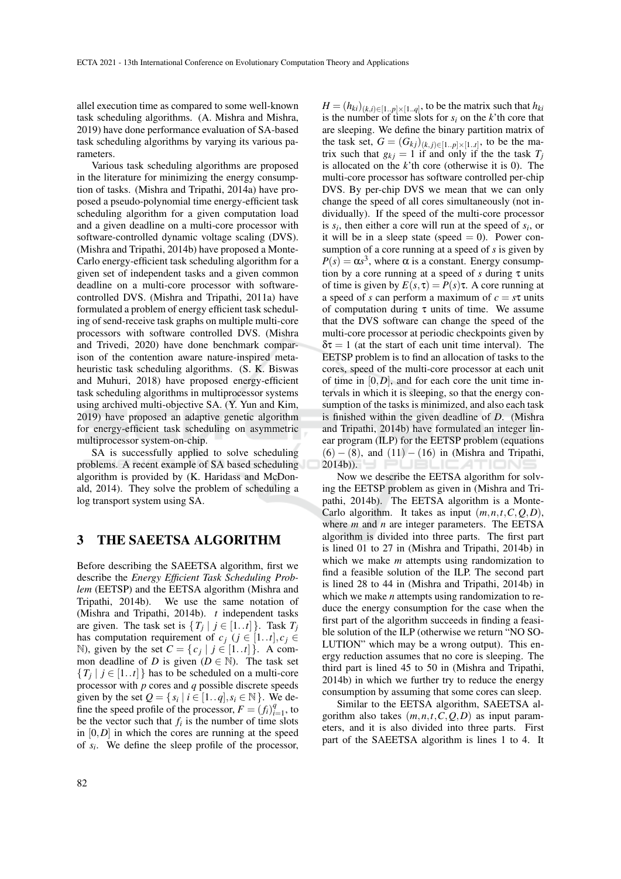allel execution time as compared to some well-known task scheduling algorithms. (A. Mishra and Mishra, 2019) have done performance evaluation of SA-based task scheduling algorithms by varying its various parameters.

Various task scheduling algorithms are proposed in the literature for minimizing the energy consumption of tasks. (Mishra and Tripathi, 2014a) have proposed a pseudo-polynomial time energy-efficient task scheduling algorithm for a given computation load and a given deadline on a multi-core processor with software-controlled dynamic voltage scaling (DVS). (Mishra and Tripathi, 2014b) have proposed a Monte-Carlo energy-efficient task scheduling algorithm for a given set of independent tasks and a given common deadline on a multi-core processor with software-controlled DVS. (Mishra and Tripathi, 2011a) have formulated a problem of energy efficient task scheduling of send-receive task graphs on multiple multi-core processors with software controlled DVS. (Mishra and Trivedi, 2020) have done benchmark comparison of the contention aware nature-inspired metaheuristic task scheduling algorithms. (S. K. Biswas and Muhuri, 2018) have proposed energy-efficient task scheduling algorithms in multiprocessor systems using archived multi-objective SA. (Y. Yun and Kim, 2019) have proposed an adaptive genetic algorithm for energy-efficient task scheduling on asymmetric multiprocessor system-on-chip.

SA is successfully applied to solve scheduling problems. A recent example of SA based scheduling algorithm is provided by (K. Haridass and McDonald, 2014). They solve the problem of scheduling a log transport system using SA.

## 3 THE SAEETSA ALGORITHM

Before describing the SAEETSA algorithm, first we describe the *Energy Efficient Task Scheduling Problem* (EETSP) and the EETSA algorithm (Mishra and Tripathi, 2014b). We use the same notation of (Mishra and Tripathi, 2014b). $t$ independent tasks are given. The task set is $\{T_j \mid j \in [1..t]\}$. Task $T_j$ has computation requirement of $c_j$ ($j \in [1..t], c_j \in \mathbb{N}$), given by the set $C = \{c_j \mid j \in [1..t]\}$. A common deadline of $D$ is given ($D \in \mathbb{N}$). The task set $\{T_j \mid j \in [1..t]\}$ has to be scheduled on a multi-core processor with $p$ cores and $q$ possible discrete speeds given by the set $Q = \{s_i \mid i \in [1..q], s_i \in \mathbb{N}\}$. We define the speed profile of the processor, $F = (f_i)_{i=1}^{q}$, to be the vector such that $f_i$ is the number of time slots in $[0, D]$ in which the cores are running at the speed of $s_i$. We define the sleep profile of the processor, $H = (h_{ki})_{(k,i)\in[1..p]\times[1..q]}$, to be the matrix such that $h_{ki}$ is the number of time slots for $s_i$ on the $k$'th core that are sleeping. We define the binary partition matrix of the task set, $G = (G_{kj})_{(k,j)\in[1..p]\times[1..t]}$, to be the matrix such that $g_{kj} = 1$ if and only if the the task $T_j$ is allocated on the $k$'th core (otherwise it is 0). The multi-core processor has software controlled per-chip DVS. By per-chip DVS we mean that we can only change the speed of all cores simultaneously (not individually). If the speed of the multi-core processor is $s_i$, then either a core will run at the speed of $s_i$, or it will be in a sleep state (speed = 0). Power consumption of a core running at a speed of $s$ is given by $P(s) = \alpha s^3$, where $\alpha$ is a constant. Energy consumption by a core running at a speed of $s$ during $\tau$ units of time is given by $E(s,\tau) = P(s)\tau$. A core running at a speed of $s$ can perform a maximum of $c = s\tau$ units of computation during $\tau$ units of time. We assume that the DVS software can change the speed of the multi-core processor at periodic checkpoints given by $\delta\tau = 1$ (at the start of each unit time interval). The EETSP problem is to find an allocation of tasks to the cores, speed of the multi-core processor at each unit of time in $[0, D]$, and for each core the unit time intervals in which it is sleeping, so that the energy consumption of the tasks is minimized, and also each task is finished within the given deadline of $D$. (Mishra and Tripathi, 2014b) have formulated an integer linear program (ILP) for the EETSP problem (equations $(6)-(8)$, and $(11)-(16)$ in (Mishra and Tripathi, 2014b)).

Now we describe the EETSA algorithm for solving the EETSP problem as given in (Mishra and Tripathi, 2014b). The EETSA algorithm is a Monte-Carlo algorithm. It takes as input $(m, n, t, C, Q, D)$, where $m$ and $n$ are integer parameters. The EETSA algorithm is divided into three parts. The first part is lined 01 to 27 in (Mishra and Tripathi, 2014b) in which we make $m$ attempts using randomization to find a feasible solution of the ILP. The second part is lined 28 to 44 in (Mishra and Tripathi, 2014b) in which we make $n$ attempts using randomization to reduce the energy consumption for the case when the first part of the algorithm succeeds in finding a feasible solution of the ILP (otherwise we return "NO SOLUTION" which may be a wrong output). This energy reduction assumes that no core is sleeping. The third part is lined 45 to 50 in (Mishra and Tripathi, 2014b) in which we further try to reduce the energy consumption by assuming that some cores can sleep.

Similar to the EETSA algorithm, SAEETSA algorithm also takes $(m, n, t, C, Q, D)$ as input parameters, and it is also divided into three parts. First part of the SAEETSA algorithm is lines 1 to 4. It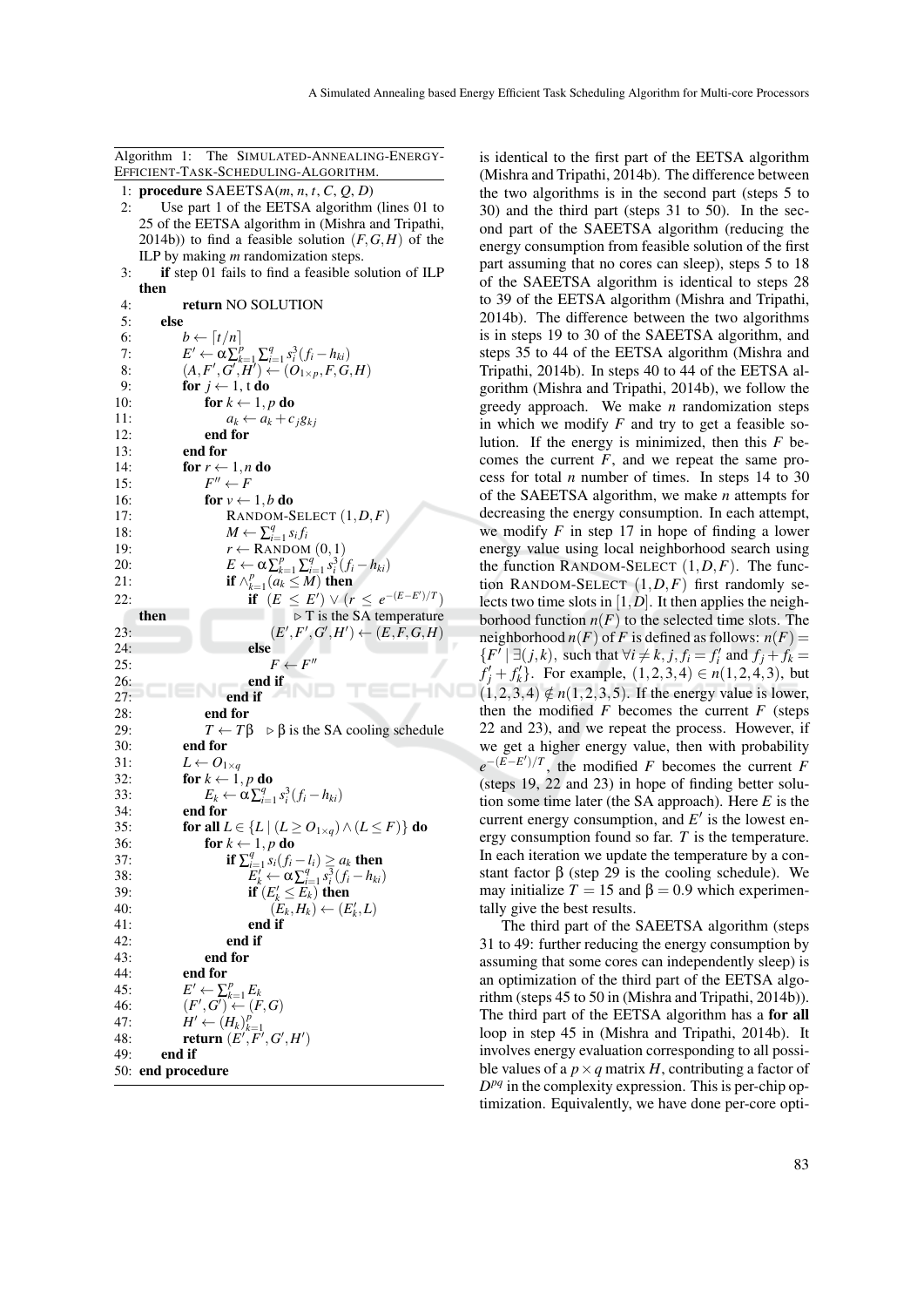Algorithm 1: The SIMULATED-ANNEALING-ENERGY-EFFICIENT-TASK-SCHEDULING-ALGORITHM.

```
 1: procedure SAEETSA(m, n, t, C, Q, D)
 2:     Use part 1 of the EETSA algorithm (lines 01 to
        25 of the EETSA algorithm in (Mishra and Tripathi,
        2014b)) to find a feasible solution (F,G,H) of the
        ILP by making m randomization steps.
 3:     if step 01 fails to find a feasible solution of ILP
        then
 4:         return NO SOLUTION
 5:     else
 6:         b ← ⌈t/n⌉
 7:         E' ← α Σ_{k=1}^{p} Σ_{i=1}^{q} s_i^3 (f_i − h_{ki})
 8:         (A, F', G', H') ← (O_{1×p}, F, G, H)
 9:         for j ← 1, t do
10:             for k ← 1, p do
11:                 a_k ← a_k + c_j g_{kj}
12:             end for
13:         end for
14:         for r ← 1, n do
15:             F'' ← F
16:             for v ← 1, b do
17:                 RANDOM-SELECT (1, D, F)
18:                 M ← Σ_{i=1}^{q} s_i f_i
19:                 r ← RANDOM (0, 1)
20:                 E ← α Σ_{k=1}^{p} Σ_{i=1}^{q} s_i^3 (f_i − h_{ki})
21:                 if ∧_{k=1}^{p} (a_k ≤ M) then
22:                     if (E ≤ E') ∨ (r ≤ e^{−(E−E')/T})
                        then                ▷ T is the SA temperature
23:                         (E', F', G', H') ← (E, F, G, H)
24:                     else
25:                         F ← F''
26:                     end if
27:                 end if
28:             end for
29:             T ← Tβ    ▷ β is the SA cooling schedule
30:         end for
31:         L ← O_{1×q}
32:         for k ← 1, p do
33:             E_k ← α Σ_{i=1}^{q} s_i^3 (f_i − h_{ki})
34:         end for
35:         for all L ∈ {L | (L ≥ O_{1×q}) ∧ (L ≤ F)} do
36:             for k ← 1, p do
37:                 if Σ_{i=1}^{q} s_i (f_i − l_i) ≥ a_k then
38:                     E'_k ← α Σ_{i=1}^{q} s_i^3 (f_i − h_{ki})
39:                     if (E'_k ≤ E_k) then
40:                         (E_k, H_k) ← (E'_k, L)
41:                     end if
42:                 end if
43:             end for
44:         end for
45:         E' ← Σ_{k=1}^{p} E_k
46:         (F', G') ← (F, G)
47:         H' ← (H_k)_{k=1}^{p}
48:         return (E', F', G', H')
49:     end if
50: end procedure
```

is identical to the first part of the EETSA algorithm (Mishra and Tripathi, 2014b). The difference between the two algorithms is in the second part (steps 5 to 30) and the third part (steps 31 to 50). In the second part of the SAEETSA algorithm (reducing the energy consumption from feasible solution of the first part assuming that no cores can sleep), steps 5 to 18 of the SAEETSA algorithm is identical to steps 28 to 39 of the EETSA algorithm (Mishra and Tripathi, 2014b). The difference between the two algorithms is in steps 19 to 30 of the SAEETSA algorithm, and steps 35 to 44 of the EETSA algorithm (Mishra and Tripathi, 2014b). In steps 40 to 44 of the EETSA algorithm (Mishra and Tripathi, 2014b), we follow the greedy approach. We make $n$ randomization steps in which we modify $F$ and try to get a feasible solution. If the energy is minimized, then this $F$ becomes the current $F$, and we repeat the same process for total $n$ number of times. In steps 14 to 30 of the SAEETSA algorithm, we make $n$ attempts for decreasing the energy consumption. In each attempt, we modify $F$ in step 17 in hope of finding a lower energy value using local neighborhood search using the function RANDOM-SELECT $(1, D, F)$. The function RANDOM-SELECT $(1, D, F)$ first randomly selects two time slots in $[1, D]$. It then applies the neighborhood function $n(F)$ to the selected time slots. The neighborhood $n(F)$ of $F$ is defined as follows: $n(F) = \{F' \mid \exists (j,k)$, such that $\forall i \neq k, j, f_i = f'_i$ and $f_j + f_k = f'_j + f'_k\}$. For example, $(1,2,3,4) \in n(1,2,4,3)$, but $(1,2,3,4) \notin n(1,2,3,5)$. If the energy value is lower, then the modified $F$ becomes the current $F$ (steps 22 and 23), and we repeat the process. However, if we get a higher energy value, then with probability $e^{-(E-E')/T}$, the modified $F$ becomes the current $F$ (steps 19, 22 and 23) in hope of finding better solution some time later (the SA approach). Here $E$ is the current energy consumption, and $E'$ is the lowest energy consumption found so far. $T$ is the temperature. In each iteration we update the temperature by a constant factor $\beta$ (step 29 is the cooling schedule). We may initialize $T = 15$ and $\beta = 0.9$ which experimentally give the best results.

The third part of the SAEETSA algorithm (steps 31 to 49: further reducing the energy consumption by assuming that some cores can independently sleep) is an optimization of the third part of the EETSA algorithm (steps 45 to 50 in (Mishra and Tripathi, 2014b)). The third part of the EETSA algorithm has a **for all** loop in step 45 in (Mishra and Tripathi, 2014b). It involves energy evaluation corresponding to all possible values of a $p \times q$ matrix $H$, contributing a factor of $D^{pq}$ in the complexity expression. This is per-chip optimization. Equivalently, we have done per-core opti-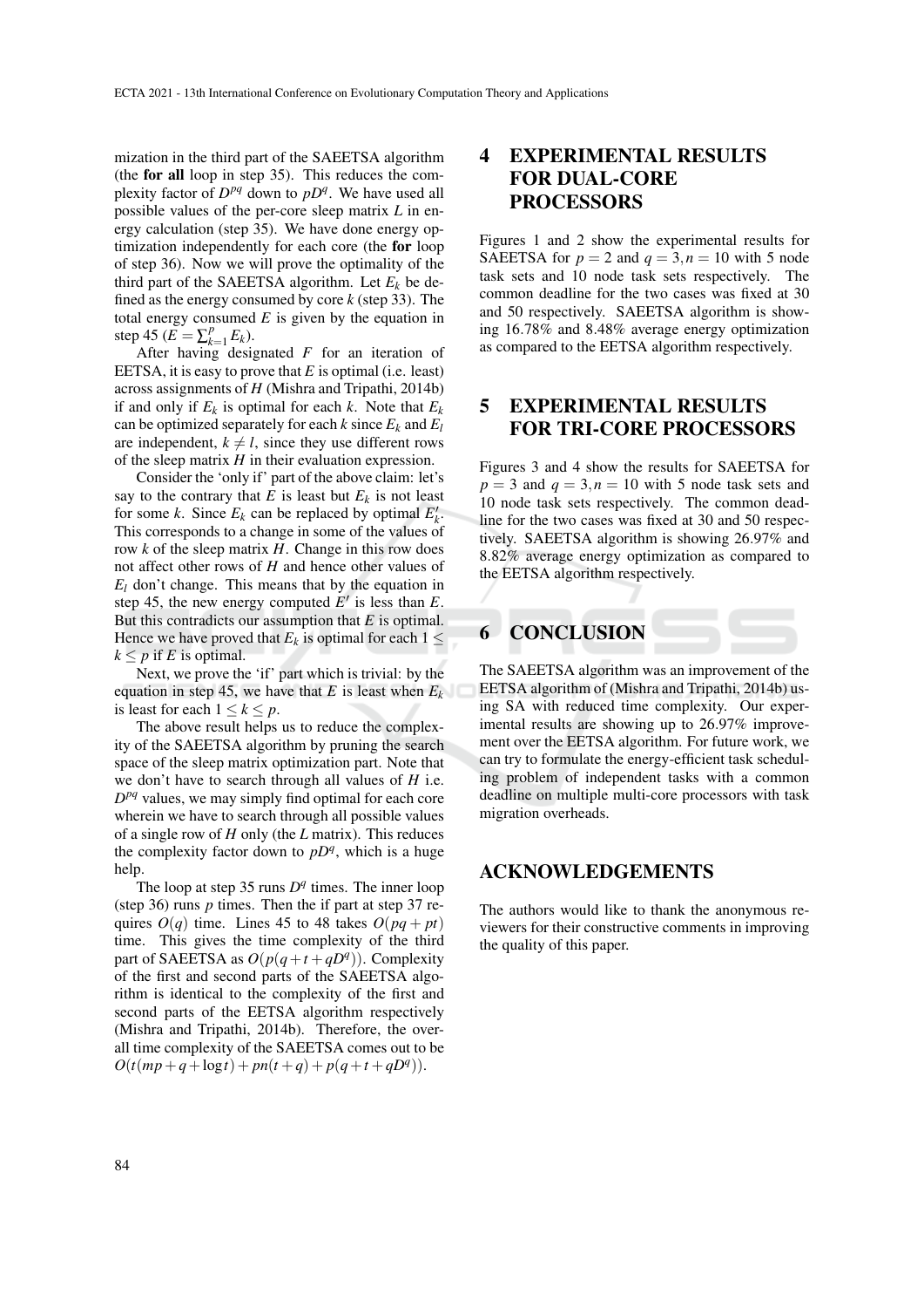mization in the third part of the SAEETSA algorithm (the **for all** loop in step 35). This reduces the complexity factor of $D^{pq}$ down to $pD^q$. We have used all possible values of the per-core sleep matrix $L$ in energy calculation (step 35). We have done energy optimization independently for each core (the **for** loop of step 36). Now we will prove the optimality of the third part of the SAEETSA algorithm. Let $E_k$ be defined as the energy consumed by core $k$ (step 33). The total energy consumed $E$ is given by the equation in step 45 ($E = \sum_{k=1}^{p} E_k$).

After having designated $F$ for an iteration of EETSA, it is easy to prove that $E$ is optimal (i.e. least) across assignments of $H$ (Mishra and Tripathi, 2014b) if and only if $E_k$ is optimal for each $k$. Note that $E_k$ can be optimized separately for each $k$ since $E_k$ and $E_l$ are independent, $k \neq l$, since they use different rows of the sleep matrix $H$ in their evaluation expression.

Consider the 'only if' part of the above claim: let's say to the contrary that $E$ is least but $E_k$ is not least for some $k$. Since $E_k$ can be replaced by optimal $E'_k$. This corresponds to a change in some of the values of row $k$ of the sleep matrix $H$. Change in this row does not affect other rows of $H$ and hence other values of $E_l$ don't change. This means that by the equation in step 45, the new energy computed $E'$ is less than $E$. But this contradicts our assumption that $E$ is optimal. Hence we have proved that $E_k$ is optimal for each $1 \leq k \leq p$ if $E$ is optimal.

Next, we prove the 'if' part which is trivial: by the equation in step 45, we have that $E$ is least when $E_k$ is least for each $1 \leq k \leq p$.

The above result helps us to reduce the complexity of the SAEETSA algorithm by pruning the search space of the sleep matrix optimization part. Note that we don't have to search through all values of $H$ i.e. $D^{pq}$ values, we may simply find optimal for each core wherein we have to search through all possible values of a single row of $H$ only (the $L$ matrix). This reduces the complexity factor down to $pD^q$, which is a huge help.

The loop at step 35 runs $D^q$ times. The inner loop (step 36) runs $p$ times. Then the if part at step 37 requires $O(q)$ time. Lines 45 to 48 takes $O(pq + pt)$ time. This gives the time complexity of the third part of SAEETSA as $O(p(q + t + qD^q))$. Complexity of the first and second parts of the SAEETSA algorithm is identical to the complexity of the first and second parts of the EETSA algorithm respectively (Mishra and Tripathi, 2014b). Therefore, the overall time complexity of the SAEETSA comes out to be $O(t(mp + q + \log t) + pn(t + q) + p(q + t + qD^q))$.

## 4 EXPERIMENTAL RESULTS FOR DUAL-CORE PROCESSORS

Figures 1 and 2 show the experimental results for SAEETSA for $p = 2$ and $q = 3, n = 10$ with 5 node task sets and 10 node task sets respectively. The common deadline for the two cases was fixed at 30 and 50 respectively. SAEETSA algorithm is showing 16.78% and 8.48% average energy optimization as compared to the EETSA algorithm respectively.

## 5 EXPERIMENTAL RESULTS FOR TRI-CORE PROCESSORS

Figures 3 and 4 show the results for SAEETSA for $p = 3$ and $q = 3, n = 10$ with 5 node task sets and 10 node task sets respectively. The common deadline for the two cases was fixed at 30 and 50 respectively. SAEETSA algorithm is showing 26.97% and 8.82% average energy optimization as compared to the EETSA algorithm respectively.

## 6 CONCLUSION

The SAEETSA algorithm was an improvement of the EETSA algorithm of (Mishra and Tripathi, 2014b) using SA with reduced time complexity. Our experimental results are showing up to 26.97% improvement over the EETSA algorithm. For future work, we can try to formulate the energy-efficient task scheduling problem of independent tasks with a common deadline on multiple multi-core processors with task migration overheads.

## ACKNOWLEDGEMENTS

The authors would like to thank the anonymous reviewers for their constructive comments in improving the quality of this paper.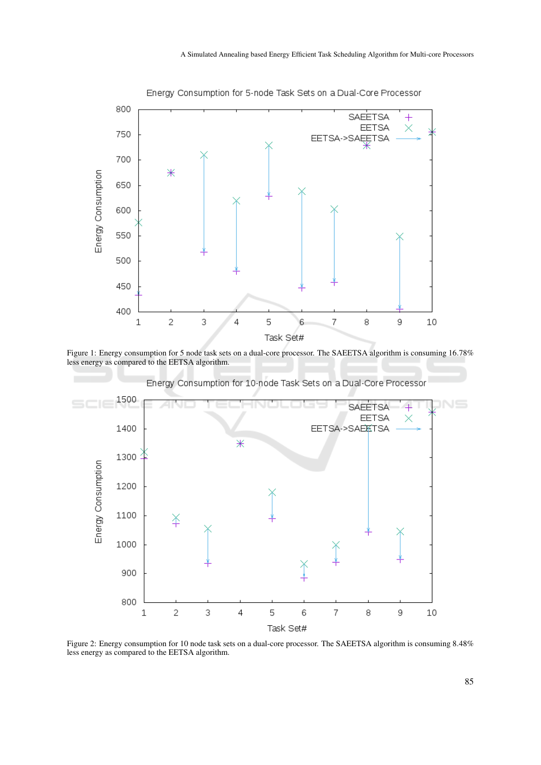Figure 1: Energy consumption for 5 node task sets on a dual-core processor. The SAEETSA algorithm is consuming 16.78% less energy as compared to the EETSA algorithm.

Figure 2: Energy consumption for 10 node task sets on a dual-core processor. The SAEETSA algorithm is consuming 8.48% less energy as compared to the EETSA algorithm.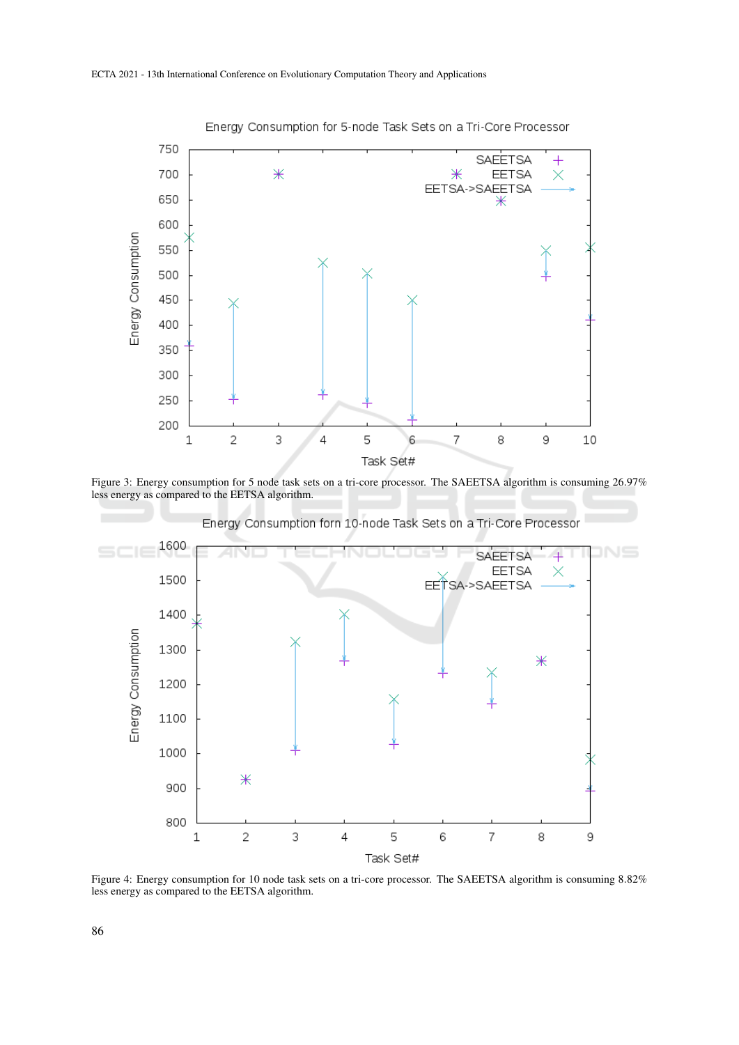Figure 3: Energy consumption for 5 node task sets on a tri-core processor. The SAEETSA algorithm is consuming 26.97% less energy as compared to the EETSA algorithm.

Figure 4: Energy consumption for 10 node task sets on a tri-core processor. The SAEETSA algorithm is consuming 8.82% less energy as compared to the EETSA algorithm.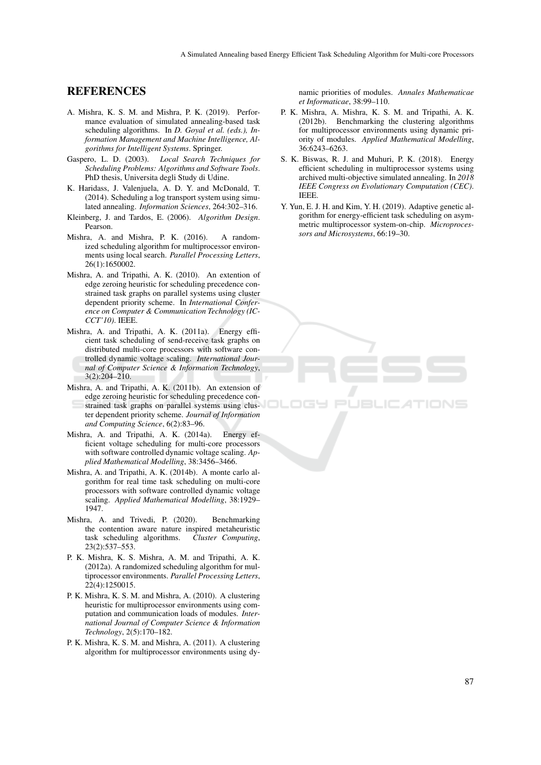## REFERENCES

A. Mishra, K. S. M. and Mishra, P. K. (2019). Performance evaluation of simulated annealing-based task scheduling algorithms. In *D. Goyal et al. (eds.), Information Management and Machine Intelligence, Algorithms for Intelligent Systems*. Springer.

Gaspero, L. D. (2003). *Local Search Techniques for Scheduling Problems: Algorithms and Software Tools*. PhD thesis, Universita degli Study di Udine.

K. Haridass, J. Valenjuela, A. D. Y. and McDonald, T. (2014). Scheduling a log transport system using simulated annealing. *Information Sciences*, 264:302–316.

Kleinberg, J. and Tardos, E. (2006). *Algorithm Design*. Pearson.

Mishra, A. and Mishra, P. K. (2016). A randomized scheduling algorithm for multiprocessor environments using local search. *Parallel Processing Letters*, 26(1):1650002.

Mishra, A. and Tripathi, A. K. (2010). An extention of edge zeroing heuristic for scheduling precedence constrained task graphs on parallel systems using cluster dependent priority scheme. In *International Conference on Computer & Communication Technology (ICCCT'10)*. IEEE.

Mishra, A. and Tripathi, A. K. (2011a). Energy efficient task scheduling of send-receive task graphs on distributed multi-core processors with software controlled dynamic voltage scaling. *International Journal of Computer Science & Information Technology*, 3(2):204–210.

Mishra, A. and Tripathi, A. K. (2011b). An extension of edge zeroing heuristic for scheduling precedence constrained task graphs on parallel systems using cluster dependent priority scheme. *Journal of Information and Computing Science*, 6(2):83–96.

Mishra, A. and Tripathi, A. K. (2014a). Energy efficient voltage scheduling for multi-core processors with software controlled dynamic voltage scaling. *Applied Mathematical Modelling*, 38:3456–3466.

Mishra, A. and Tripathi, A. K. (2014b). A monte carlo algorithm for real time task scheduling on multi-core processors with software controlled dynamic voltage scaling. *Applied Mathematical Modelling*, 38:1929–1947.

Mishra, A. and Trivedi, P. (2020). Benchmarking the contention aware nature inspired metaheuristic task scheduling algorithms. *Cluster Computing*, 23(2):537–553.

P. K. Mishra, K. S. Mishra, A. M. and Tripathi, A. K. (2012a). A randomized scheduling algorithm for multiprocessor environments. *Parallel Processing Letters*, 22(4):1250015.

P. K. Mishra, K. S. M. and Mishra, A. (2010). A clustering heuristic for multiprocessor environments using computation and communication loads of modules. *International Journal of Computer Science & Information Technology*, 2(5):170–182.

P. K. Mishra, K. S. M. and Mishra, A. (2011). A clustering algorithm for multiprocessor environments using dynamic priorities of modules. *Annales Mathematicae et Informaticae*, 38:99–110.

P. K. Mishra, A. Mishra, K. S. M. and Tripathi, A. K. (2012b). Benchmarking the clustering algorithms for multiprocessor environments using dynamic priority of modules. *Applied Mathematical Modelling*, 36:6243–6263.

S. K. Biswas, R. J. and Muhuri, P. K. (2018). Energy efficient scheduling in multiprocessor systems using archived multi-objective simulated annealing. In *2018 IEEE Congress on Evolutionary Computation (CEC)*. IEEE.

Y. Yun, E. J. H. and Kim, Y. H. (2019). Adaptive genetic algorithm for energy-efficient task scheduling on asymmetric multiprocessor system-on-chip. *Microprocessors and Microsystems*, 66:19–30.